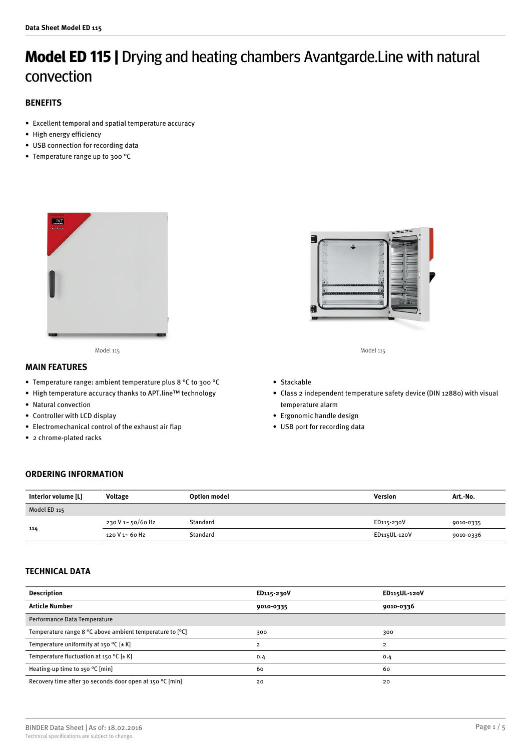# Model ED 115 | Drying and heating chambers Avantgarde.Line with natural convection

## BENEFITS

- Excellent temporal and spatial temperature accuracy
- High energy efficiency
- USB connection for recording data
- Temperature range up to 300 °C

Model 115

Model 115

## MAIN FEATURES

- Temperature range: ambient temperature plus 8 °C to 300 °C
- High temperature accuracy thanks to APT.line™ technology
- Natural convection
- Controller with LCD display
- Electromechanical control of the exhaust air flap
- 2 chrome-plated racks
- Stackable
- Class 2 independent temperature safety device (DIN 12880) with visual temperature alarm
- Ergonomic handle design
- USB port for recording data

## ORDERING INFORMATION

| Interior volume [L] | Voltage | Option model | Version | Art.-No. |
|---|---|---|---|---|
| Model ED 115 | | | | |
| 114 | 230 V 1~ 50/60 Hz | Standard | ED115-230V | 9010-0335 |
| | 120 V 1~ 60 Hz | Standard | ED115UL-120V | 9010-0336 |

## TECHNICAL DATA

| Description | ED115-230V | ED115UL-120V |
|---|---|---|
| **Article Number** | **9010-0335** | **9010-0336** |
| Performance Data Temperature | | |
| Temperature range 8 °C above ambient temperature to [°C] | 300 | 300 |
| Temperature uniformity at 150 °C [± K] | 2 | 2 |
| Temperature fluctuation at 150 °C [± K] | 0.4 | 0.4 |
| Heating-up time to 150 °C [min] | 60 | 60 |
| Recovery time after 30 seconds door open at 150 °C [min] | 20 | 20 |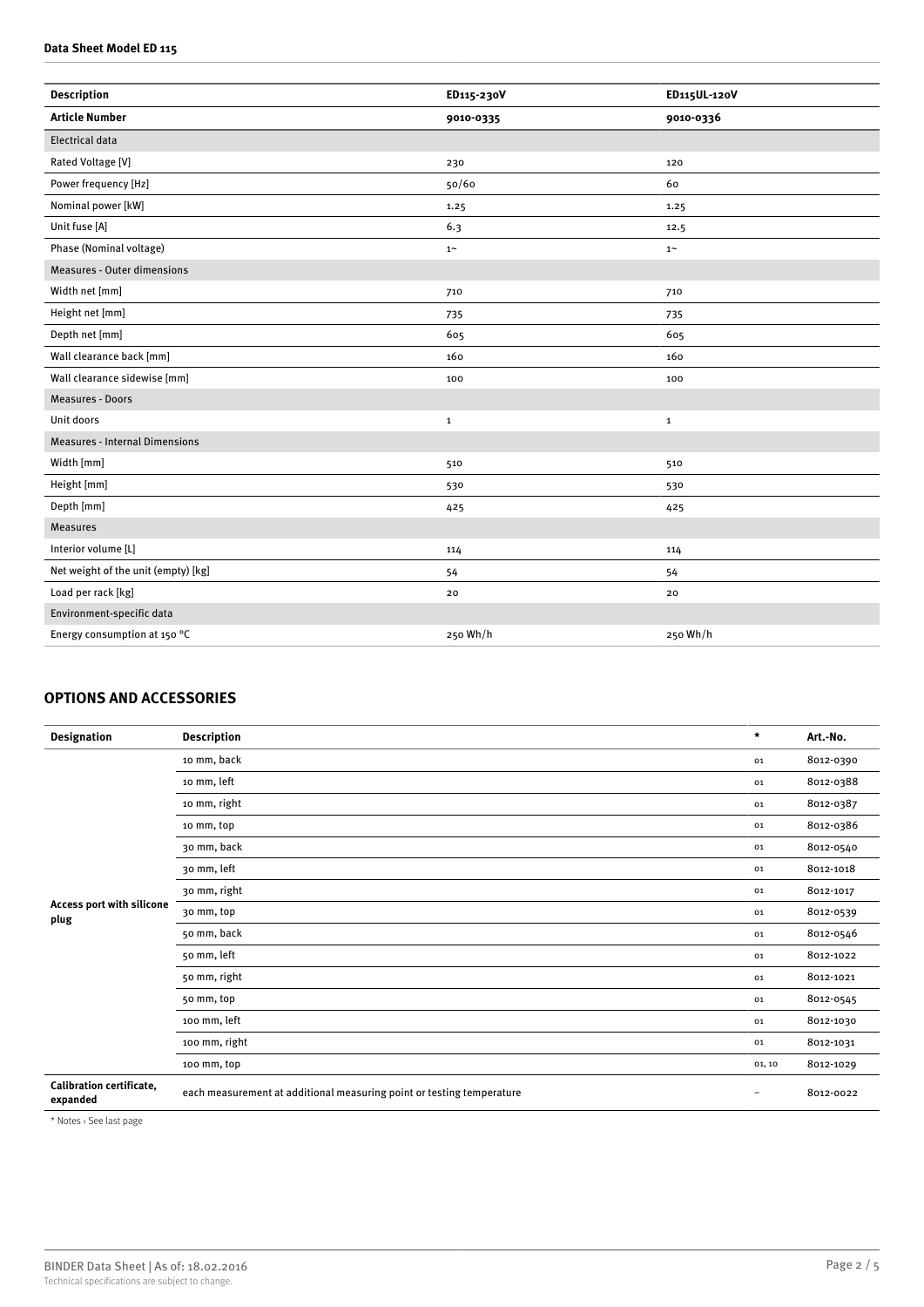## Data Sheet Model ED 115

| Description | ED115-230V | ED115UL-120V |
|---|---|---|
| **Article Number** | **9010-0335** | **9010-0336** |
| Electrical data | | |
| Rated Voltage [V] | 230 | 120 |
| Power frequency [Hz] | 50/60 | 60 |
| Nominal power [kW] | 1.25 | 1.25 |
| Unit fuse [A] | 6.3 | 12.5 |
| Phase (Nominal voltage) | 1~ | 1~ |
| Measures - Outer dimensions | | |
| Width net [mm] | 710 | 710 |
| Height net [mm] | 735 | 735 |
| Depth net [mm] | 605 | 605 |
| Wall clearance back [mm] | 160 | 160 |
| Wall clearance sidewise [mm] | 100 | 100 |
| Measures - Doors | | |
| Unit doors | 1 | 1 |
| Measures - Internal Dimensions | | |
| Width [mm] | 510 | 510 |
| Height [mm] | 530 | 530 |
| Depth [mm] | 425 | 425 |
| Measures | | |
| Interior volume [L] | 114 | 114 |
| Net weight of the unit (empty) [kg] | 54 | 54 |
| Load per rack [kg] | 20 | 20 |
| Environment-specific data | | |
| Energy consumption at 150 °C | 250 Wh/h | 250 Wh/h |

## OPTIONS AND ACCESSORIES

| Designation | Description | * | Art.-No. |
|---|---|---|---|
| Access port with silicone plug | 10 mm, back | 01 | 8012-0390 |
| | 10 mm, left | 01 | 8012-0388 |
| | 10 mm, right | 01 | 8012-0387 |
| | 10 mm, top | 01 | 8012-0386 |
| | 30 mm, back | 01 | 8012-0540 |
| | 30 mm, left | 01 | 8012-1018 |
| | 30 mm, right | 01 | 8012-1017 |
| | 30 mm, top | 01 | 8012-0539 |
| | 50 mm, back | 01 | 8012-0546 |
| | 50 mm, left | 01 | 8012-1022 |
| | 50 mm, right | 01 | 8012-1021 |
| | 50 mm, top | 01 | 8012-0545 |
| | 100 mm, left | 01 | 8012-1030 |
| | 100 mm, right | 01 | 8012-1031 |
| | 100 mm, top | 01, 10 | 8012-1029 |
| **Calibration certificate, expanded** | each measurement at additional measuring point or testing temperature | – | 8012-0022 |

* Notes › See last page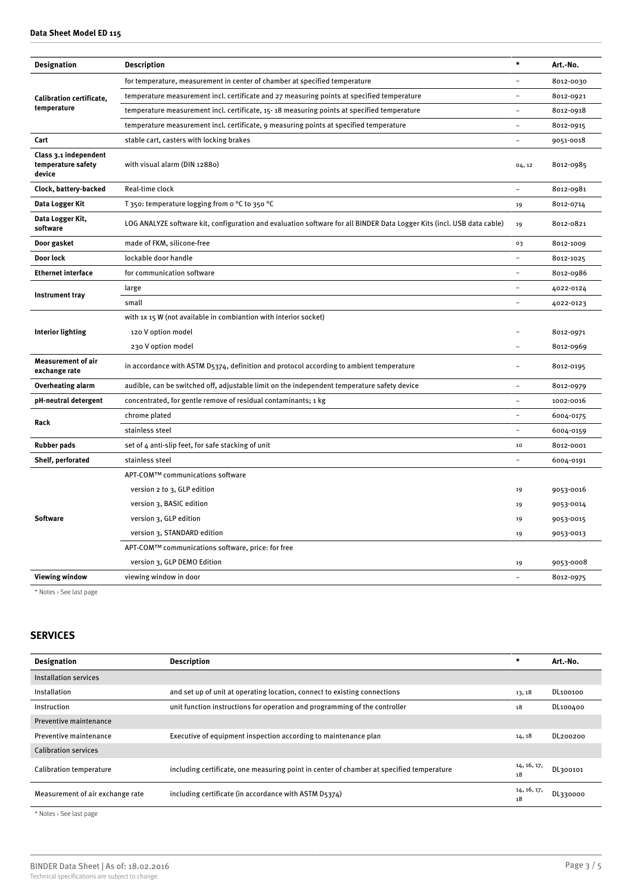| Designation | Description | * | Art.-No. |
|---|---|---|---|
| Calibration certificate, temperature | for temperature, measurement in center of chamber at specified temperature | – | 8012-0030 |
| | temperature measurement incl. certificate and 27 measuring points at specified temperature | – | 8012-0921 |
| | temperature measurement incl. certificate, 15- 18 measuring points at specified temperature | – | 8012-0918 |
| | temperature measurement incl. certificate, 9 measuring points at specified temperature | – | 8012-0915 |
| Cart | stable cart, casters with locking brakes | – | 9051-0018 |
| Class 3.1 independent temperature safety device | with visual alarm (DIN 12880) | 04, 12 | 8012-0985 |
| Clock, battery-backed | Real-time clock | – | 8012-0981 |
| Data Logger Kit | T 350: temperature logging from 0 °C to 350 °C | 19 | 8012-0714 |
| Data Logger Kit, software | LOG ANALYZE software kit, configuration and evaluation software for all BINDER Data Logger Kits (incl. USB data cable) | 19 | 8012-0821 |
| Door gasket | made of FKM, silicone-free | 03 | 8012-1009 |
| Door lock | lockable door handle | – | 8012-1025 |
| Ethernet interface | for communication software | – | 8012-0986 |
| Instrument tray | large | – | 4022-0124 |
| | small | – | 4022-0123 |
| Interior lighting | with 1x 15 W (not available in combiantion with interior socket) | | |
| | 120 V option model | – | 8012-0971 |
| | 230 V option model | – | 8012-0969 |
| Measurement of air exchange rate | in accordance with ASTM D5374, definition and protocol according to ambient temperature | – | 8012-0195 |
| Overheating alarm | audible, can be switched off, adjustable limit on the independent temperature safety device | – | 8012-0979 |
| pH-neutral detergent | concentrated, for gentle remove of residual contaminants; 1 kg | – | 1002-0016 |
| Rack | chrome plated | – | 6004-0175 |
| | stainless steel | – | 6004-0159 |
| Rubber pads | set of 4 anti-slip feet, for safe stacking of unit | 10 | 8012-0001 |
| Shelf, perforated | stainless steel | – | 6004-0191 |
| Software | APT-COM™ communications software | | |
| | version 2 to 3, GLP edition | 19 | 9053-0016 |
| | version 3, BASIC edition | 19 | 9053-0014 |
| | version 3, GLP edition | 19 | 9053-0015 |
| | version 3, STANDARD edition | 19 | 9053-0013 |
| | APT-COM™ communications software, price: for free | | |
| | version 3, GLP DEMO Edition | 19 | 9053-0008 |
| Viewing window | viewing window in door | – | 8012-0975 |

\* Notes › See last page

## SERVICES

| Designation | Description | * | Art.-No. |
|---|---|---|---|
| Installation services | | | |
| Installation | and set up of unit at operating location, connect to existing connections | 13, 18 | DL100100 |
| Instruction | unit function instructions for operation and programming of the controller | 18 | DL100400 |
| Preventive maintenance | | | |
| Preventive maintenance | Executive of equipment inspection according to maintenance plan | 14, 18 | DL200200 |
| Calibration services | | | |
| Calibration temperature | including certificate, one measuring point in center of chamber at specified temperature | 14, 16, 17, 18 | DL300101 |
| Measurement of air exchange rate | including certificate (in accordance with ASTM D5374) | 14, 16, 17, 18 | DL330000 |

\* Notes › See last page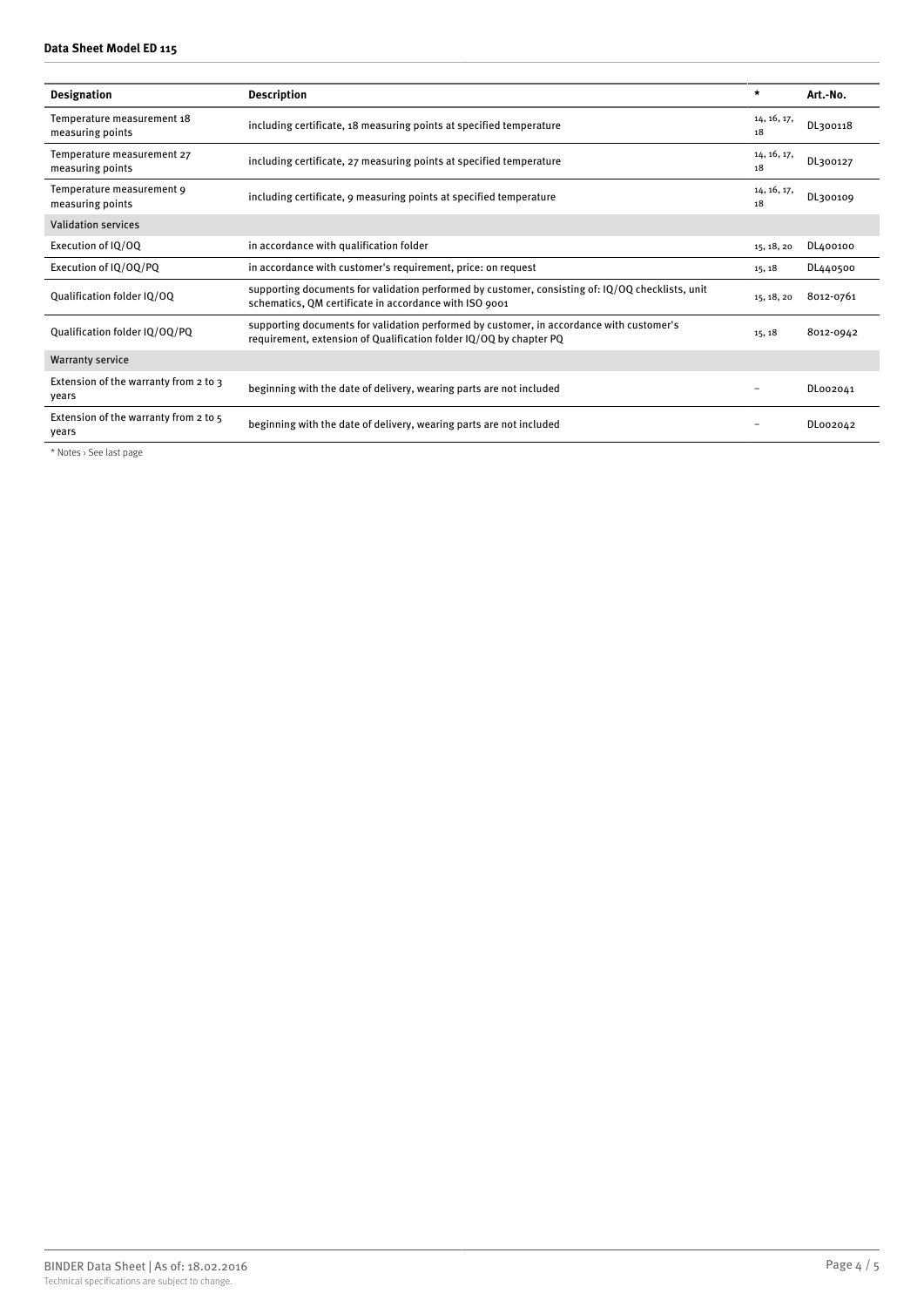| Designation | Description | * | Art.-No. |
|---|---|---|---|
| Temperature measurement 18 measuring points | including certificate, 18 measuring points at specified temperature | 14, 16, 17, 18 | DL300118 |
| Temperature measurement 27 measuring points | including certificate, 27 measuring points at specified temperature | 14, 16, 17, 18 | DL300127 |
| Temperature measurement 9 measuring points | including certificate, 9 measuring points at specified temperature | 14, 16, 17, 18 | DL300109 |
| Validation services | | | |
| Execution of IQ/OQ | in accordance with qualification folder | 15, 18, 20 | DL400100 |
| Execution of IQ/OQ/PQ | in accordance with customer's requirement, price: on request | 15, 18 | DL440500 |
| Qualification folder IQ/OQ | supporting documents for validation performed by customer, consisting of: IQ/OQ checklists, unit schematics, QM certificate in accordance with ISO 9001 | 15, 18, 20 | 8012-0761 |
| Qualification folder IQ/OQ/PQ | supporting documents for validation performed by customer, in accordance with customer's requirement, extension of Qualification folder IQ/OQ by chapter PQ | 15, 18 | 8012-0942 |
| Warranty service | | | |
| Extension of the warranty from 2 to 3 years | beginning with the date of delivery, wearing parts are not included | – | DL002041 |
| Extension of the warranty from 2 to 5 years | beginning with the date of delivery, wearing parts are not included | – | DL002042 |

* Notes › See last page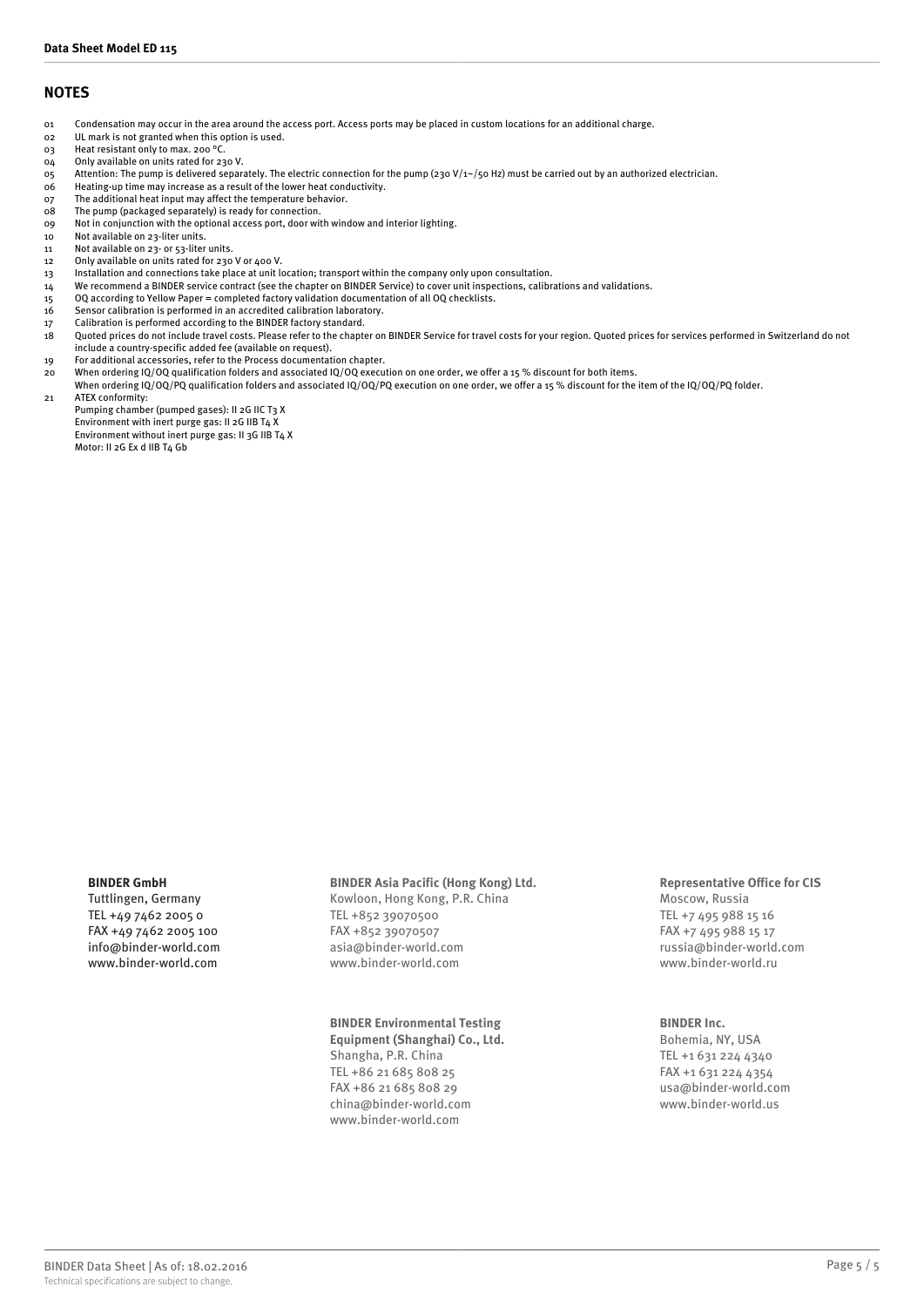## NOTES

01 Condensation may occur in the area around the access port. Access ports may be placed in custom locations for an additional charge.
02 UL mark is not granted when this option is used.
03 Heat resistant only to max. 200 °C.
04 Only available on units rated for 230 V.
05 Attention: The pump is delivered separately. The electric connection for the pump (230 V/1~/50 Hz) must be carried out by an authorized electrician.
06 Heating-up time may increase as a result of the lower heat conductivity.
07 The additional heat input may affect the temperature behavior.
08 The pump (packaged separately) is ready for connection.
09 Not in conjunction with the optional access port, door with window and interior lighting.
10 Not available on 23-liter units.
11 Not available on 23- or 53-liter units.
12 Only available on units rated for 230 V or 400 V.
13 Installation and connections take place at unit location; transport within the company only upon consultation.
14 We recommend a BINDER service contract (see the chapter on BINDER Service) to cover unit inspections, calibrations and validations.
15 OQ according to Yellow Paper = completed factory validation documentation of all OQ checklists.
16 Sensor calibration is performed in an accredited calibration laboratory.
17 Calibration is performed according to the BINDER factory standard.
18 Quoted prices do not include travel costs. Please refer to the chapter on BINDER Service for travel costs for your region. Quoted prices for services performed in Switzerland do not include a country-specific added fee (available on request).
19 For additional accessories, refer to the Process documentation chapter.
20 When ordering IQ/OQ qualification folders and associated IQ/OQ execution on one order, we offer a 15 % discount for both items.
When ordering IQ/OQ/PQ qualification folders and associated IQ/OQ/PQ execution on one order, we offer a 15 % discount for the item of the IQ/OQ/PQ folder.
21 ATEX conformity:
Pumping chamber (pumped gases): II 2G IIC T3 X
Environment with inert purge gas: II 2G IIB T4 X
Environment without inert purge gas: II 3G IIB T4 X
Motor: II 2G Ex d IIB T4 Gb

**BINDER GmbH**
Tuttlingen, Germany
TEL +49 7462 2005 0
FAX +49 7462 2005 100
info@binder-world.com
www.binder-world.com

**BINDER Asia Pacific (Hong Kong) Ltd.**
Kowloon, Hong Kong, P.R. China
TEL +852 39070500
FAX +852 39070507
asia@binder-world.com
www.binder-world.com

**BINDER Environmental Testing Equipment (Shanghai) Co., Ltd.**
Shangha, P.R. China
TEL +86 21 685 808 25
FAX +86 21 685 808 29
china@binder-world.com
www.binder-world.com

**Representative Office for CIS**
Moscow, Russia
TEL +7 495 988 15 16
FAX +7 495 988 15 17
russia@binder-world.com
www.binder-world.ru

**BINDER Inc.**
Bohemia, NY, USA
TEL +1 631 224 4340
FAX +1 631 224 4354
usa@binder-world.com
www.binder-world.us

BINDER Data Sheet | As of: 18.02.2016
Technical specifications are subject to change.